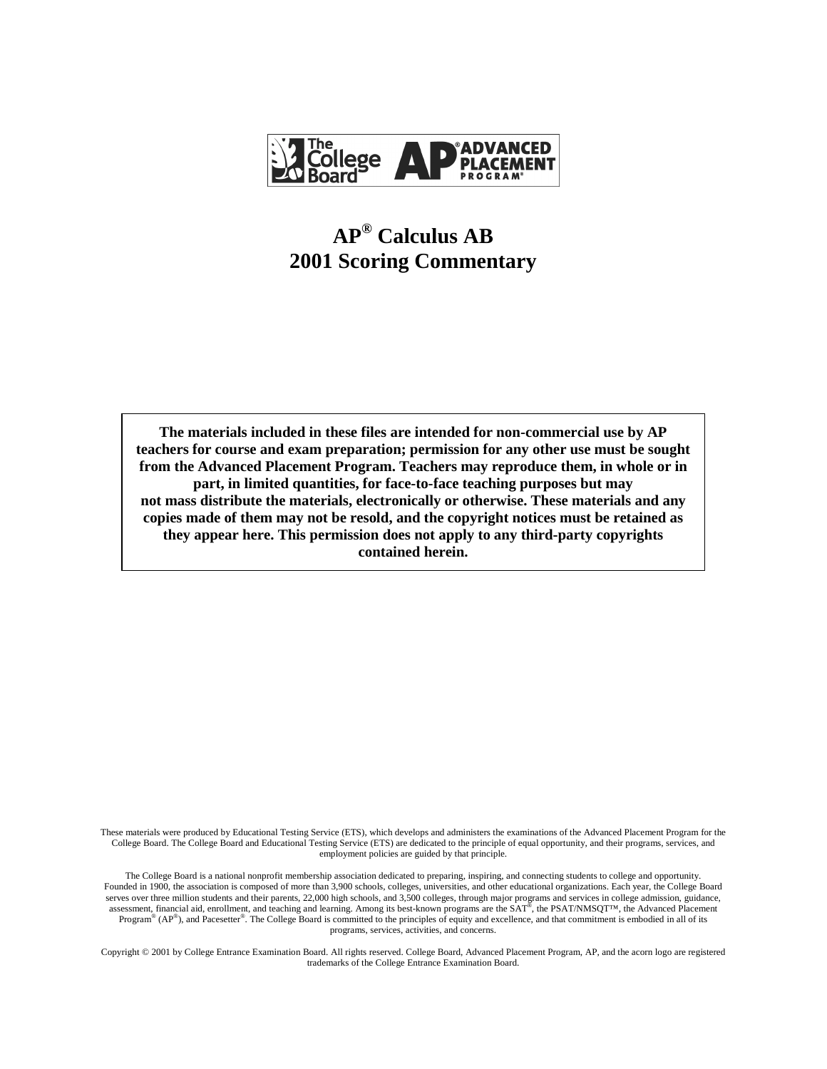# AP® Calculus AB
# 2001 Scoring Commentary

**The materials included in these files are intended for non-commercial use by AP teachers for course and exam preparation; permission for any other use must be sought from the Advanced Placement Program. Teachers may reproduce them, in whole or in part, in limited quantities, for face-to-face teaching purposes but may not mass distribute the materials, electronically or otherwise. These materials and any copies made of them may not be resold, and the copyright notices must be retained as they appear here. This permission does not apply to any third-party copyrights contained herein.**

These materials were produced by Educational Testing Service (ETS), which develops and administers the examinations of the Advanced Placement Program for the College Board. The College Board and Educational Testing Service (ETS) are dedicated to the principle of equal opportunity, and their programs, services, and employment policies are guided by that principle.

The College Board is a national nonprofit membership association dedicated to preparing, inspiring, and connecting students to college and opportunity. Founded in 1900, the association is composed of more than 3,900 schools, colleges, universities, and other educational organizations. Each year, the College Board serves over three million students and their parents, 22,000 high schools, and 3,500 colleges, through major programs and services in college admission, guidance, assessment, financial aid, enrollment, and teaching and learning. Among its best-known programs are the SAT®, the PSAT/NMSQT™, the Advanced Placement Program® (AP®), and Pacesetter®. The College Board is committed to the principles of equity and excellence, and that commitment is embodied in all of its programs, services, activities, and concerns.

Copyright © 2001 by College Entrance Examination Board. All rights reserved. College Board, Advanced Placement Program, AP, and the acorn logo are registered trademarks of the College Entrance Examination Board.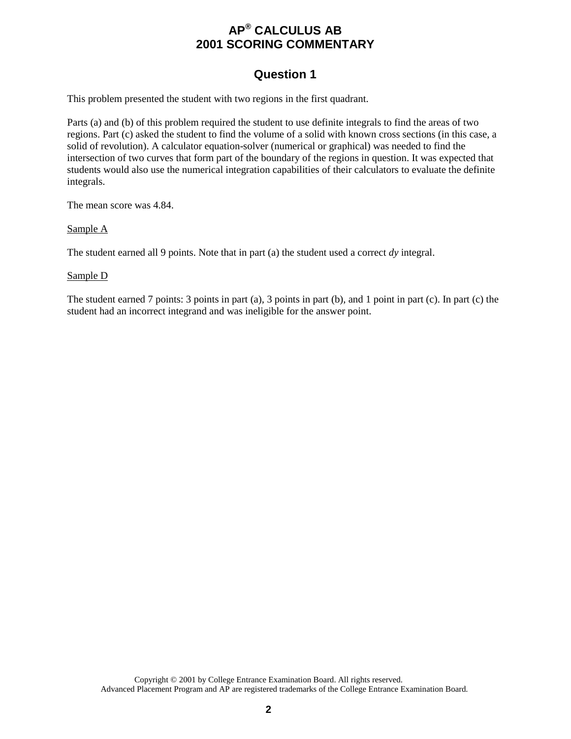# AP® CALCULUS AB
# 2001 SCORING COMMENTARY

## Question 1

This problem presented the student with two regions in the first quadrant.

Parts (a) and (b) of this problem required the student to use definite integrals to find the areas of two regions. Part (c) asked the student to find the volume of a solid with known cross sections (in this case, a solid of revolution). A calculator equation-solver (numerical or graphical) was needed to find the intersection of two curves that form part of the boundary of the regions in question. It was expected that students would also use the numerical integration capabilities of their calculators to evaluate the definite integrals.

The mean score was 4.84.

<u>Sample A</u>

The student earned all 9 points. Note that in part (a) the student used a correct *dy* integral.

<u>Sample D</u>

The student earned 7 points: 3 points in part (a), 3 points in part (b), and 1 point in part (c). In part (c) the student had an incorrect integrand and was ineligible for the answer point.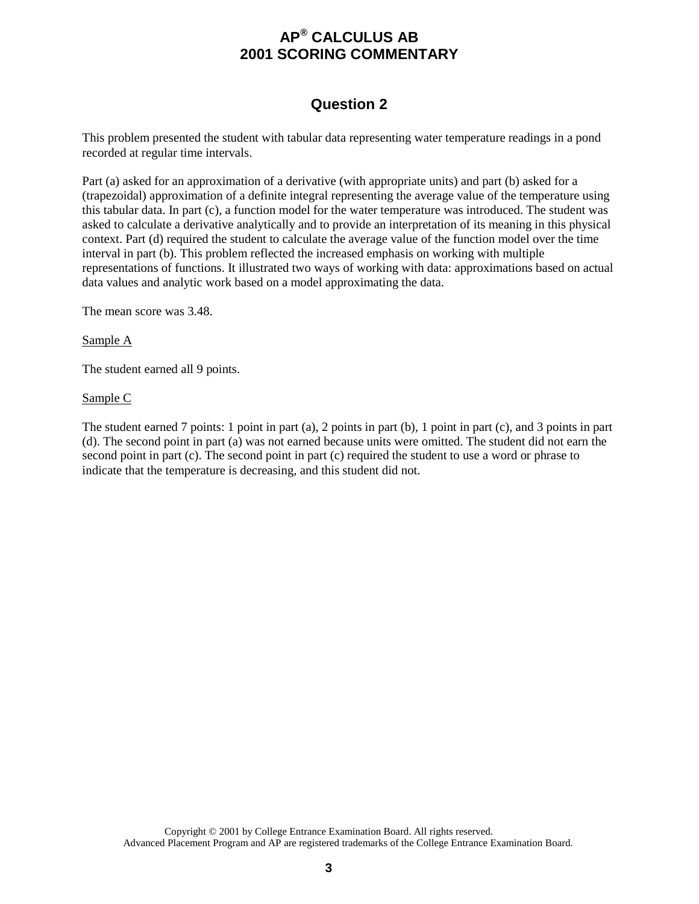# AP® CALCULUS AB
# 2001 SCORING COMMENTARY

## Question 2

This problem presented the student with tabular data representing water temperature readings in a pond recorded at regular time intervals.

Part (a) asked for an approximation of a derivative (with appropriate units) and part (b) asked for a (trapezoidal) approximation of a definite integral representing the average value of the temperature using this tabular data. In part (c), a function model for the water temperature was introduced. The student was asked to calculate a derivative analytically and to provide an interpretation of its meaning in this physical context. Part (d) required the student to calculate the average value of the function model over the time interval in part (b). This problem reflected the increased emphasis on working with multiple representations of functions. It illustrated two ways of working with data: approximations based on actual data values and analytic work based on a model approximating the data.

The mean score was 3.48.

Sample A

The student earned all 9 points.

Sample C

The student earned 7 points: 1 point in part (a), 2 points in part (b), 1 point in part (c), and 3 points in part (d). The second point in part (a) was not earned because units were omitted. The student did not earn the second point in part (c). The second point in part (c) required the student to use a word or phrase to indicate that the temperature is decreasing, and this student did not.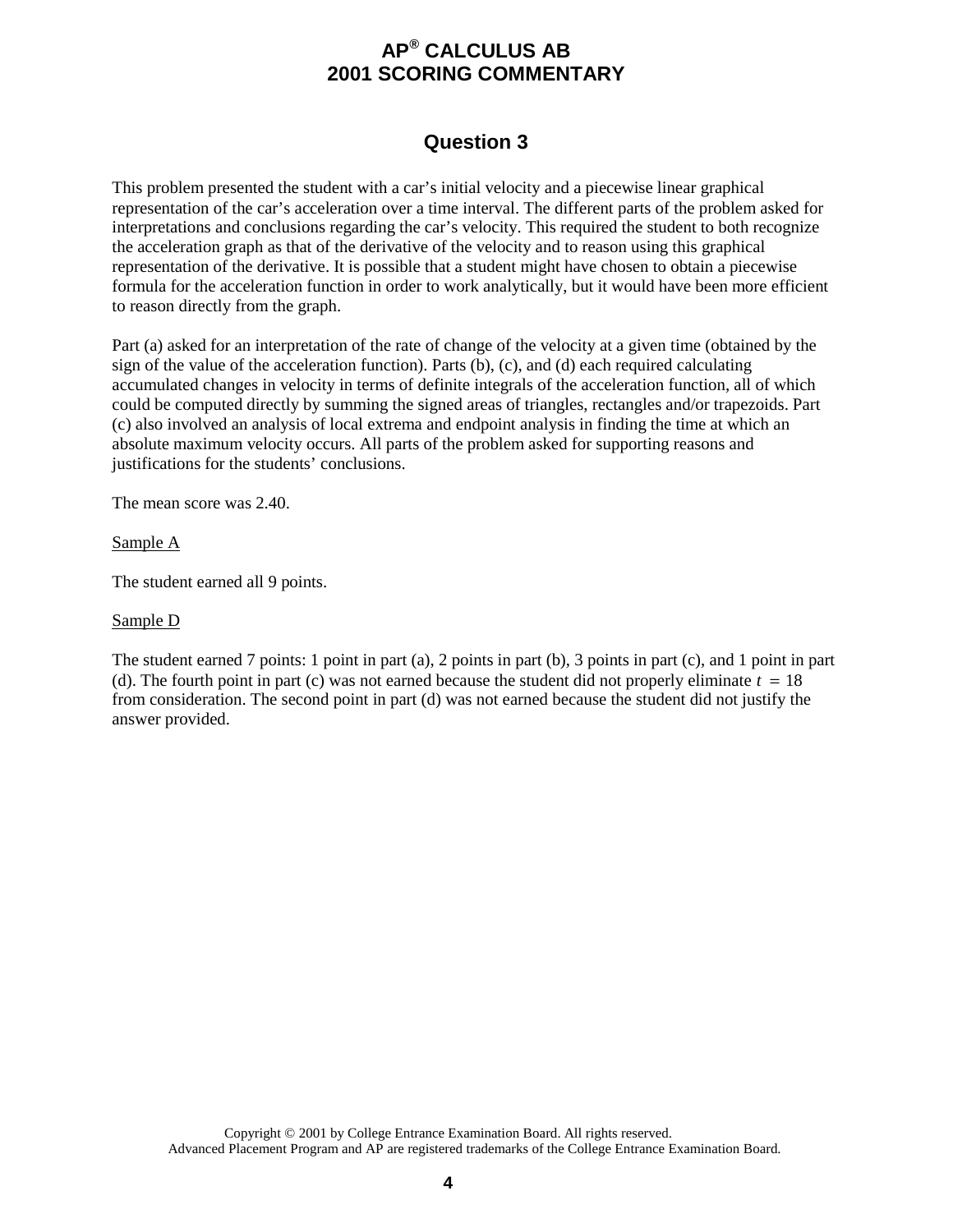# AP® CALCULUS AB
# 2001 SCORING COMMENTARY

## Question 3

This problem presented the student with a car's initial velocity and a piecewise linear graphical representation of the car's acceleration over a time interval. The different parts of the problem asked for interpretations and conclusions regarding the car's velocity. This required the student to both recognize the acceleration graph as that of the derivative of the velocity and to reason using this graphical representation of the derivative. It is possible that a student might have chosen to obtain a piecewise formula for the acceleration function in order to work analytically, but it would have been more efficient to reason directly from the graph.

Part (a) asked for an interpretation of the rate of change of the velocity at a given time (obtained by the sign of the value of the acceleration function). Parts (b), (c), and (d) each required calculating accumulated changes in velocity in terms of definite integrals of the acceleration function, all of which could be computed directly by summing the signed areas of triangles, rectangles and/or trapezoids. Part (c) also involved an analysis of local extrema and endpoint analysis in finding the time at which an absolute maximum velocity occurs. All parts of the problem asked for supporting reasons and justifications for the students' conclusions.

The mean score was 2.40.

Sample A

The student earned all 9 points.

Sample D

The student earned 7 points: 1 point in part (a), 2 points in part (b), 3 points in part (c), and 1 point in part (d). The fourth point in part (c) was not earned because the student did not properly eliminate $t = 18$ from consideration. The second point in part (d) was not earned because the student did not justify the answer provided.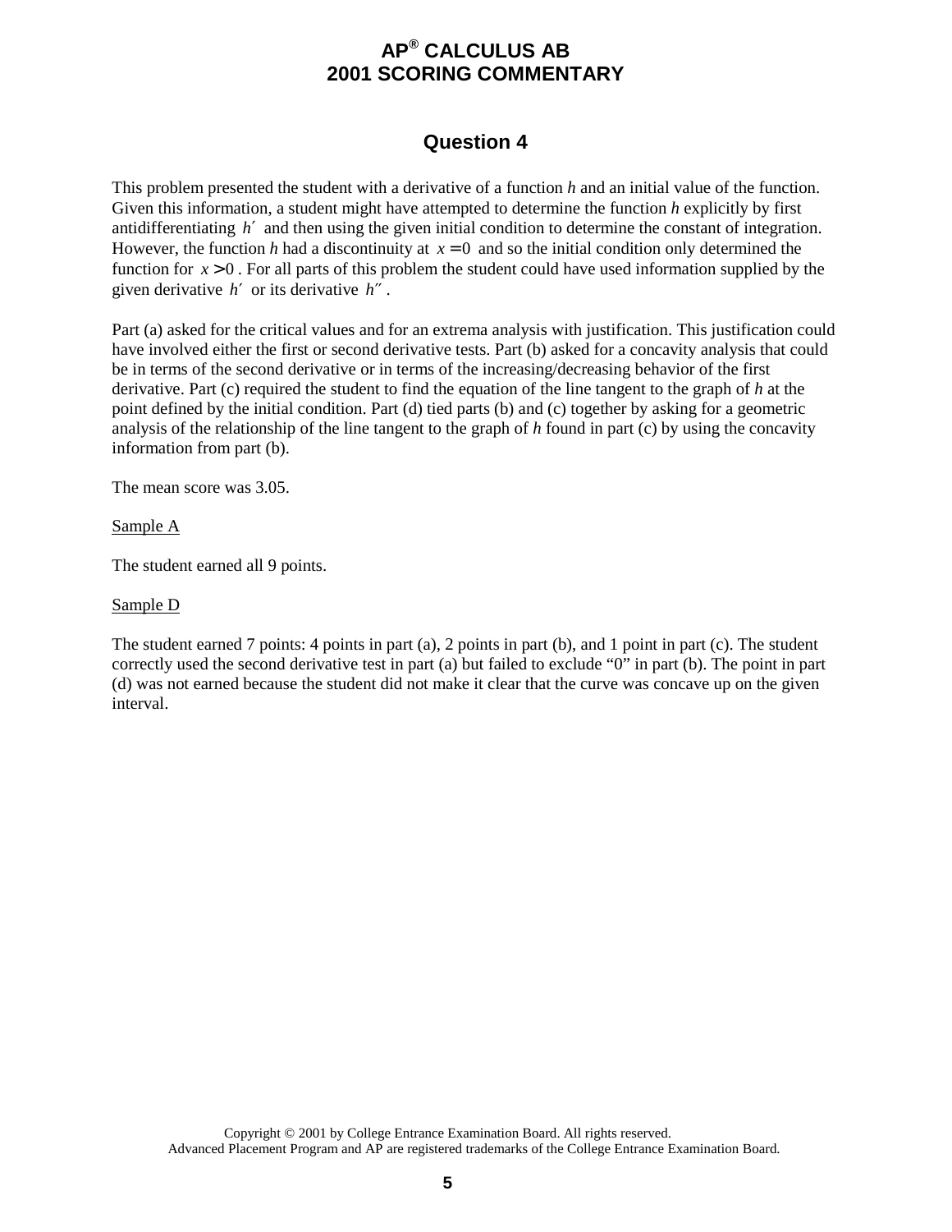## Question 4

This problem presented the student with a derivative of a function *h* and an initial value of the function. Given this information, a student might have attempted to determine the function *h* explicitly by first antidifferentiating $h'$ and then using the given initial condition to determine the constant of integration. However, the function *h* had a discontinuity at $x = 0$ and so the initial condition only determined the function for $x > 0$. For all parts of this problem the student could have used information supplied by the given derivative $h'$ or its derivative $h''$.

Part (a) asked for the critical values and for an extrema analysis with justification. This justification could have involved either the first or second derivative tests. Part (b) asked for a concavity analysis that could be in terms of the second derivative or in terms of the increasing/decreasing behavior of the first derivative. Part (c) required the student to find the equation of the line tangent to the graph of *h* at the point defined by the initial condition. Part (d) tied parts (b) and (c) together by asking for a geometric analysis of the relationship of the line tangent to the graph of *h* found in part (c) by using the concavity information from part (b).

The mean score was 3.05.

Sample A

The student earned all 9 points.

Sample D

The student earned 7 points: 4 points in part (a), 2 points in part (b), and 1 point in part (c). The student correctly used the second derivative test in part (a) but failed to exclude "0" in part (b). The point in part (d) was not earned because the student did not make it clear that the curve was concave up on the given interval.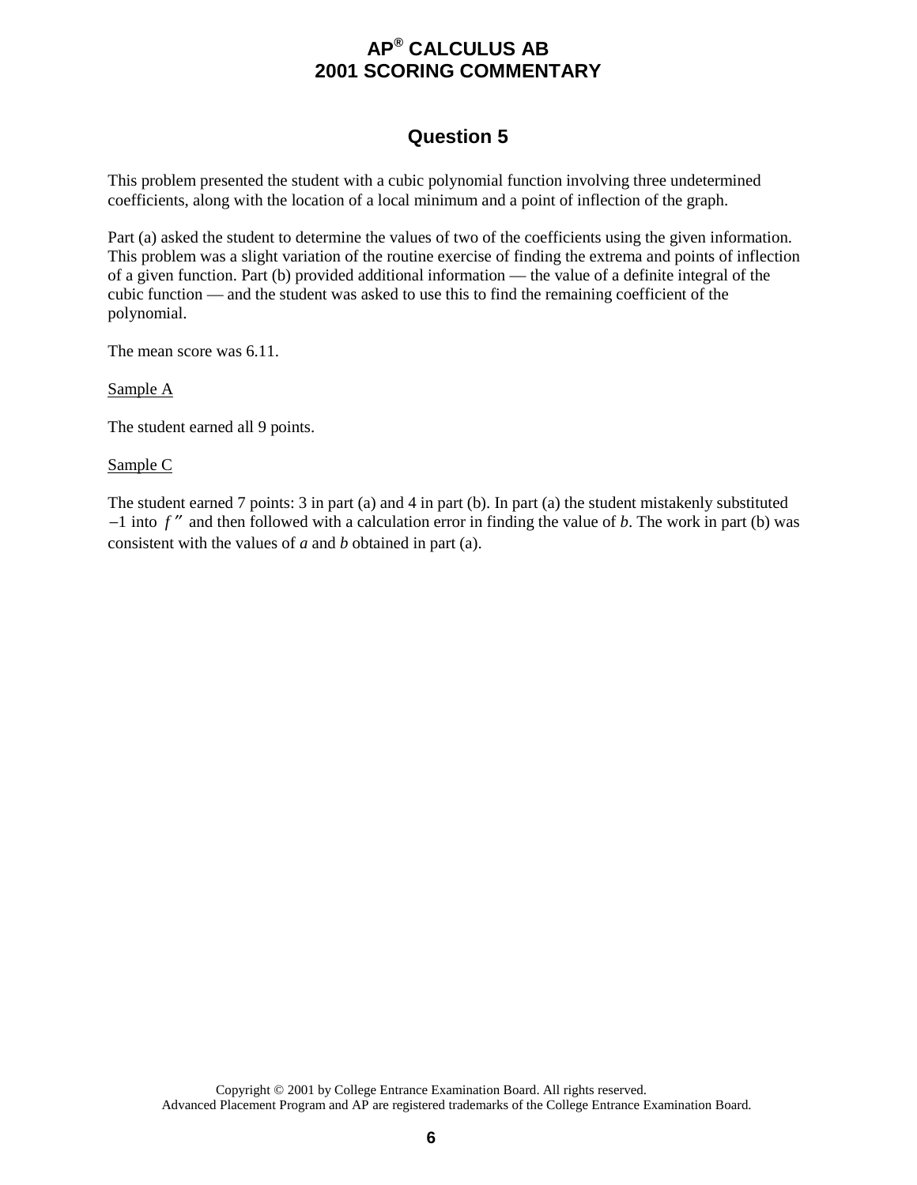## Question 5

This problem presented the student with a cubic polynomial function involving three undetermined coefficients, along with the location of a local minimum and a point of inflection of the graph.

Part (a) asked the student to determine the values of two of the coefficients using the given information. This problem was a slight variation of the routine exercise of finding the extrema and points of inflection of a given function. Part (b) provided additional information — the value of a definite integral of the cubic function — and the student was asked to use this to find the remaining coefficient of the polynomial.

The mean score was 6.11.

Sample A

The student earned all 9 points.

Sample C

The student earned 7 points: 3 in part (a) and 4 in part (b). In part (a) the student mistakenly substituted $-1$ into $f''$ and then followed with a calculation error in finding the value of $b$. The work in part (b) was consistent with the values of $a$ and $b$ obtained in part (a).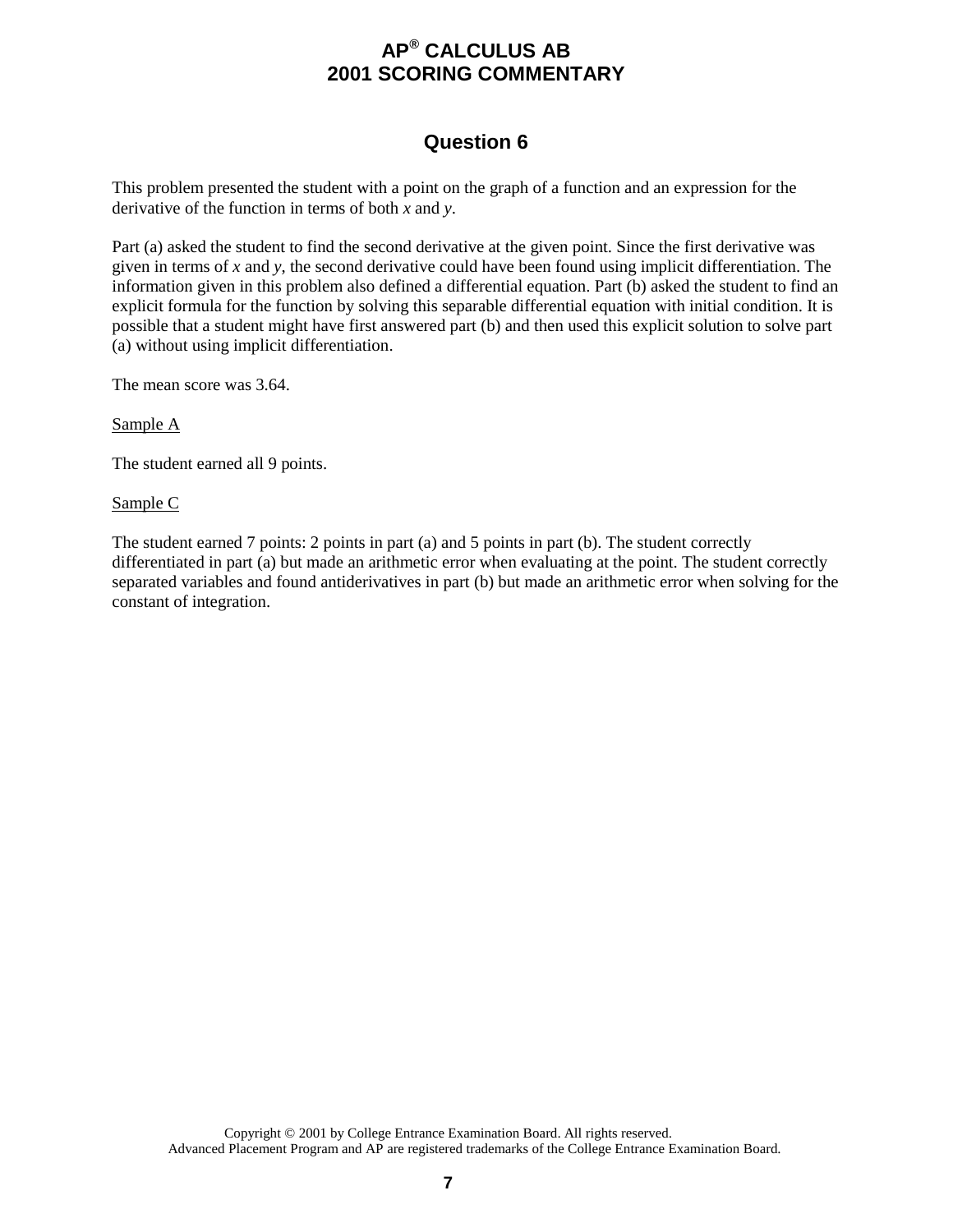## Question 6

This problem presented the student with a point on the graph of a function and an expression for the derivative of the function in terms of both $x$ and $y$.

Part (a) asked the student to find the second derivative at the given point. Since the first derivative was given in terms of $x$ and $y$, the second derivative could have been found using implicit differentiation. The information given in this problem also defined a differential equation. Part (b) asked the student to find an explicit formula for the function by solving this separable differential equation with initial condition. It is possible that a student might have first answered part (b) and then used this explicit solution to solve part (a) without using implicit differentiation.

The mean score was 3.64.

Sample A

The student earned all 9 points.

Sample C

The student earned 7 points: 2 points in part (a) and 5 points in part (b). The student correctly differentiated in part (a) but made an arithmetic error when evaluating at the point. The student correctly separated variables and found antiderivatives in part (b) but made an arithmetic error when solving for the constant of integration.